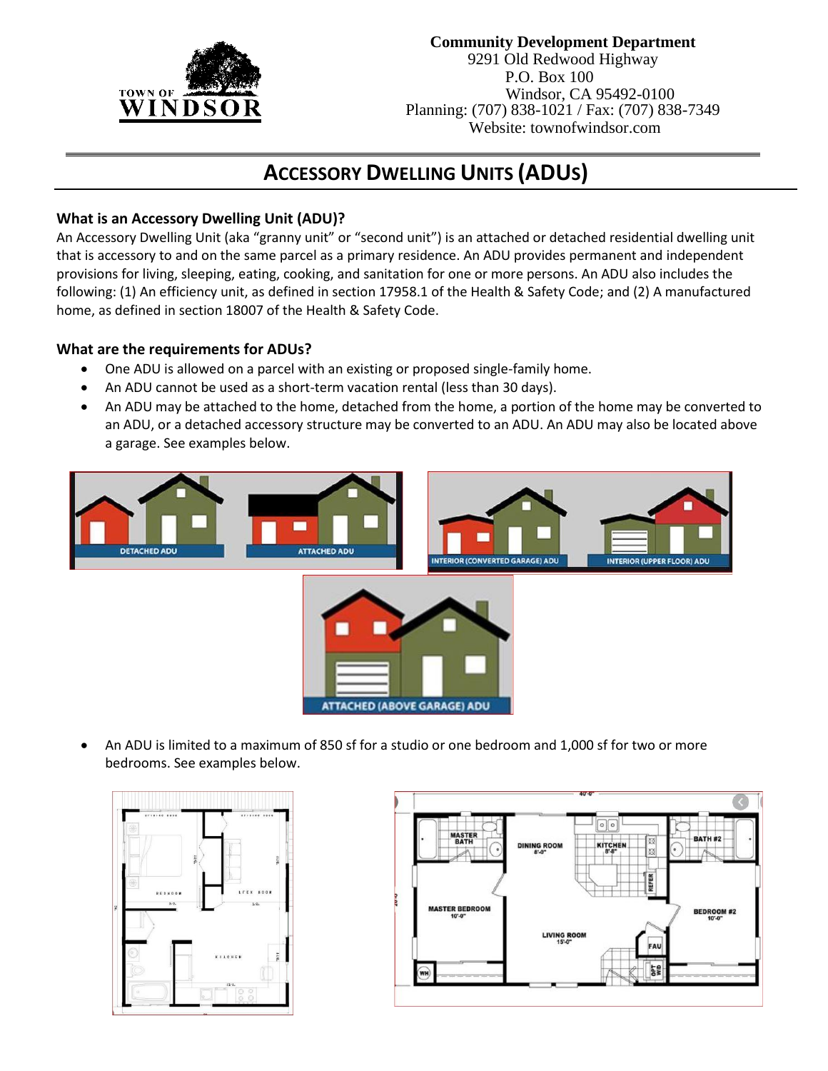**Community Development Department**
9291 Old Redwood Highway
P.O. Box 100
Windsor, CA 95492-0100
Planning: (707) 838-1021 / Fax: (707) 838-7349
Website: townofwindsor.com

# ACCESSORY DWELLING UNITS (ADUS)

### What is an Accessory Dwelling Unit (ADU)?

An Accessory Dwelling Unit (aka "granny unit" or "second unit") is an attached or detached residential dwelling unit that is accessory to and on the same parcel as a primary residence. An ADU provides permanent and independent provisions for living, sleeping, eating, cooking, and sanitation for one or more persons. An ADU also includes the following: (1) An efficiency unit, as defined in section 17958.1 of the Health & Safety Code; and (2) A manufactured home, as defined in section 18007 of the Health & Safety Code.

### What are the requirements for ADUs?

- One ADU is allowed on a parcel with an existing or proposed single-family home.
- An ADU cannot be used as a short-term vacation rental (less than 30 days).
- An ADU may be attached to the home, detached from the home, a portion of the home may be converted to an ADU, or a detached accessory structure may be converted to an ADU. An ADU may also be located above a garage. See examples below.

DETACHED ADU | ATTACHED ADU | INTERIOR (CONVERTED GARAGE) ADU | INTERIOR (UPPER FLOOR) ADU | ATTACHED (ABOVE GARAGE) ADU

- An ADU is limited to a maximum of 850 sf for a studio or one bedroom and 1,000 sf for two or more bedrooms. See examples below.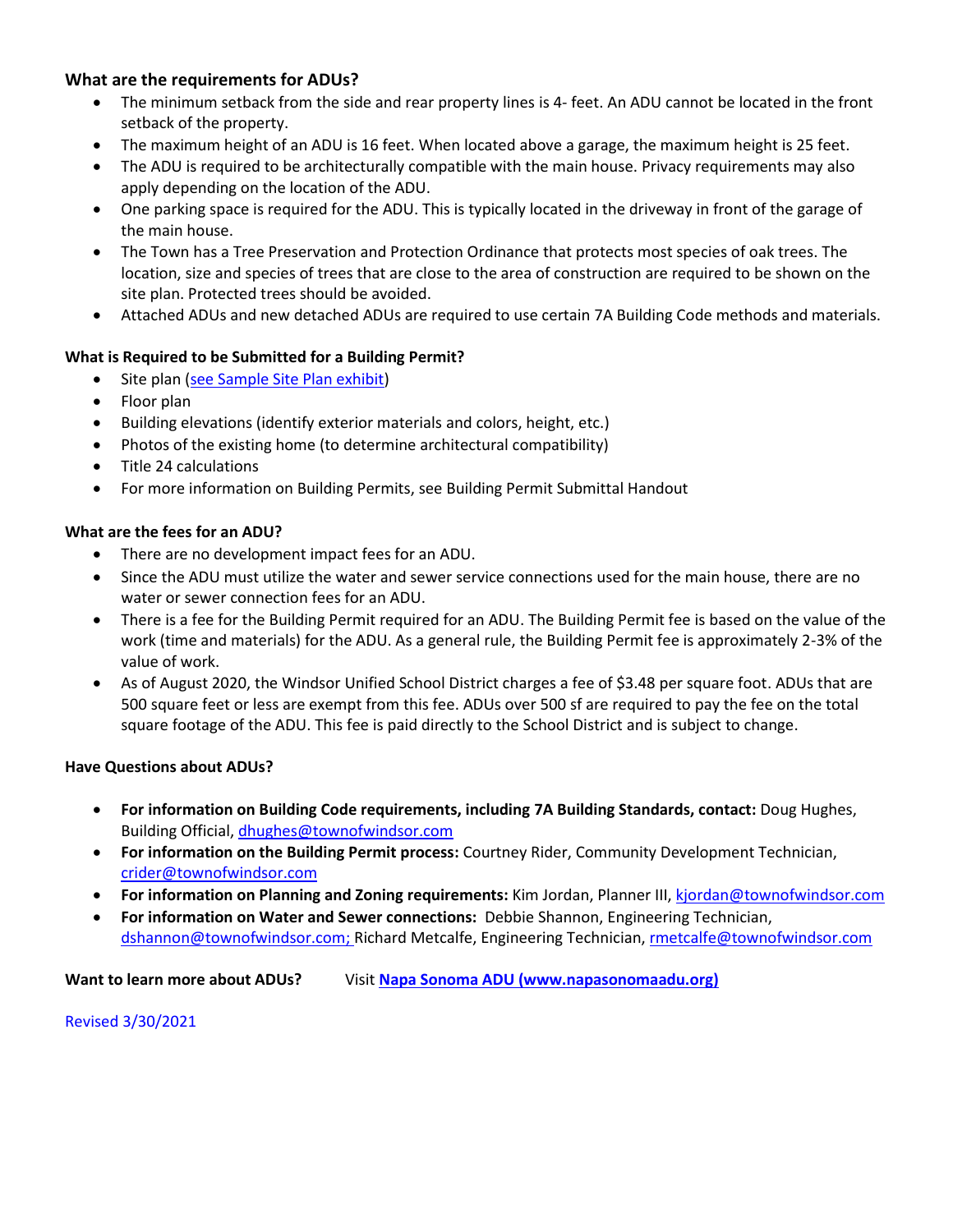### What are the requirements for ADUs?

- The minimum setback from the side and rear property lines is 4- feet. An ADU cannot be located in the front setback of the property.
- The maximum height of an ADU is 16 feet. When located above a garage, the maximum height is 25 feet.
- The ADU is required to be architecturally compatible with the main house. Privacy requirements may also apply depending on the location of the ADU.
- One parking space is required for the ADU. This is typically located in the driveway in front of the garage of the main house.
- The Town has a Tree Preservation and Protection Ordinance that protects most species of oak trees. The location, size and species of trees that are close to the area of construction are required to be shown on the site plan. Protected trees should be avoided.
- Attached ADUs and new detached ADUs are required to use certain 7A Building Code methods and materials.

### What is Required to be Submitted for a Building Permit?

- Site plan (see Sample Site Plan exhibit)
- Floor plan
- Building elevations (identify exterior materials and colors, height, etc.)
- Photos of the existing home (to determine architectural compatibility)
- Title 24 calculations
- For more information on Building Permits, see Building Permit Submittal Handout

### What are the fees for an ADU?

- There are no development impact fees for an ADU.
- Since the ADU must utilize the water and sewer service connections used for the main house, there are no water or sewer connection fees for an ADU.
- There is a fee for the Building Permit required for an ADU. The Building Permit fee is based on the value of the work (time and materials) for the ADU. As a general rule, the Building Permit fee is approximately 2-3% of the value of work.
- As of August 2020, the Windsor Unified School District charges a fee of $3.48 per square foot. ADUs that are 500 square feet or less are exempt from this fee. ADUs over 500 sf are required to pay the fee on the total square footage of the ADU. This fee is paid directly to the School District and is subject to change.

### Have Questions about ADUs?

- **For information on Building Code requirements, including 7A Building Standards, contact:** Doug Hughes, Building Official, dhughes@townofwindsor.com
- **For information on the Building Permit process:** Courtney Rider, Community Development Technician, crider@townofwindsor.com
- **For information on Planning and Zoning requirements:** Kim Jordan, Planner III, kjordan@townofwindsor.com
- **For information on Water and Sewer connections:** Debbie Shannon, Engineering Technician, dshannon@townofwindsor.com; Richard Metcalfe, Engineering Technician, rmetcalfe@townofwindsor.com

**Want to learn more about ADUs?** Visit **Napa Sonoma ADU (www.napasonomaadu.org)**

Revised 3/30/2021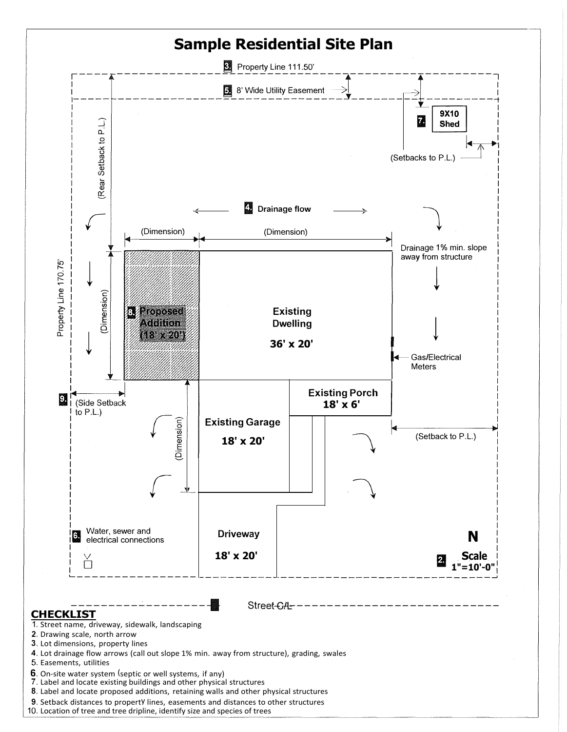# Sample Residential Site Plan

3. Property Line 111.50'

5. 8' Wide Utility Easement

7. 9X10 Shed

(Setbacks to P.L.)

(Rear Setback to P.L.)

4. Drainage flow

(Dimension)

(Dimension)

Drainage 1% min. slope away from structure

Property Line 170.75'

(Dimension)

8. Proposed Addition (18' x 20')

Existing Dwelling

36' x 20'

Gas/Electrical Meters

9. (Side Setback to P.L.)

Existing Porch 18' x 6'

Existing Garage 18' x 20'

(Dimension)

(Setback to P.L.)

6. Water, sewer and electrical connections

Driveway 18' x 20'

N

2. Scale 1"=10'-0"

Street C/L

## CHECKLIST

1. Street name, driveway, sidewalk, landscaping
2. Drawing scale, north arrow
3. Lot dimensions, property lines
4. Lot drainage flow arrows (call out slope 1% min. away from structure), grading, swales
5. Easements, utilities
6. On-site water system (septic or well systems, if any)
7. Label and locate existing buildings and other physical structures
8. Label and locate proposed additions, retaining walls and other physical structures
9. Setback distances to property lines, easements and distances to other structures
10. Location of tree and tree dripline, identify size and species of trees